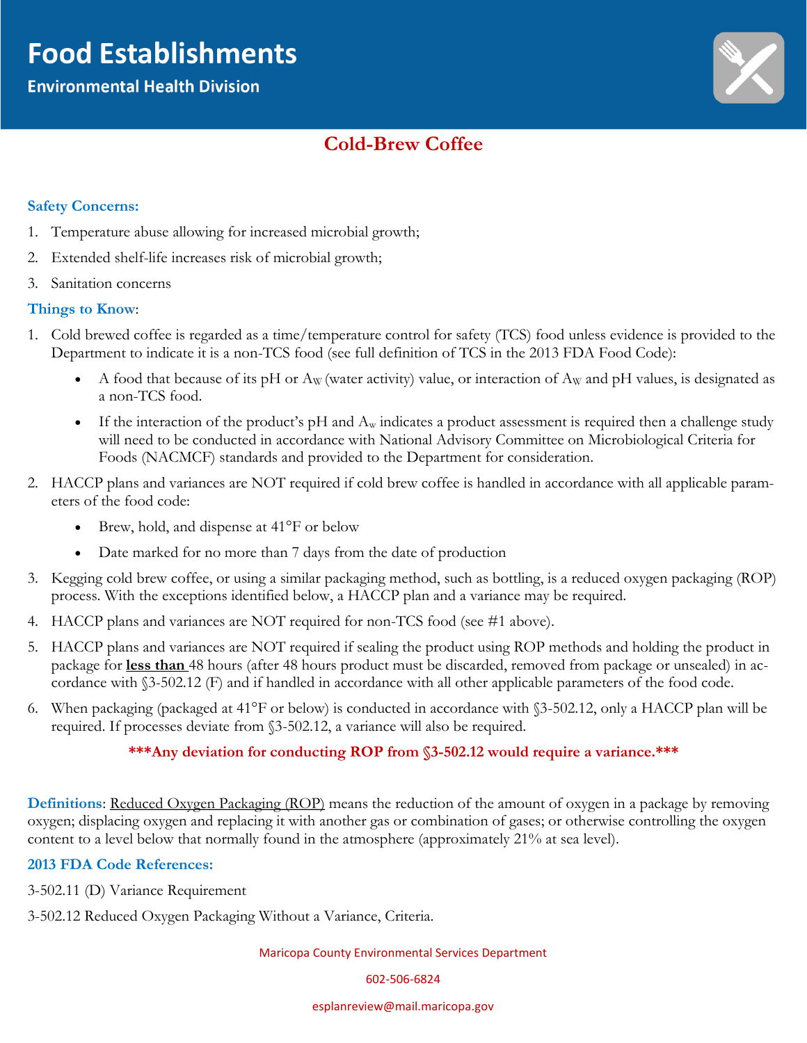# Food Establishments

## Environmental Health Division

## Cold-Brew Coffee

### Safety Concerns:

1. Temperature abuse allowing for increased microbial growth;
2. Extended shelf-life increases risk of microbial growth;
3. Sanitation concerns

### Things to Know:

1. Cold brewed coffee is regarded as a time/temperature control for safety (TCS) food unless evidence is provided to the Department to indicate it is a non-TCS food (see full definition of TCS in the 2013 FDA Food Code):
   - A food that because of its pH or $A_W$ (water activity) value, or interaction of $A_W$ and pH values, is designated as a non-TCS food.
   - If the interaction of the product's pH and $A_w$ indicates a product assessment is required then a challenge study will need to be conducted in accordance with National Advisory Committee on Microbiological Criteria for Foods (NACMCF) standards and provided to the Department for consideration.
2. HACCP plans and variances are NOT required if cold brew coffee is handled in accordance with all applicable parameters of the food code:
   - Brew, hold, and dispense at 41°F or below
   - Date marked for no more than 7 days from the date of production
3. Kegging cold brew coffee, or using a similar packaging method, such as bottling, is a reduced oxygen packaging (ROP) process. With the exceptions identified below, a HACCP plan and a variance may be required.
4. HACCP plans and variances are NOT required for non-TCS food (see #1 above).
5. HACCP plans and variances are NOT required if sealing the product using ROP methods and holding the product in package for **<u>less than</u>** 48 hours (after 48 hours product must be discarded, removed from package or unsealed) in accordance with §3-502.12 (F) and if handled in accordance with all other applicable parameters of the food code.
6. When packaging (packaged at 41°F or below) is conducted in accordance with §3-502.12, only a HACCP plan will be required. If processes deviate from §3-502.12, a variance will also be required.

**\*\*\*Any deviation for conducting ROP from §3-502.12 would require a variance.\*\*\***

**Definitions**: <u>Reduced Oxygen Packaging (ROP)</u> means the reduction of the amount of oxygen in a package by removing oxygen; displacing oxygen and replacing it with another gas or combination of gases; or otherwise controlling the oxygen content to a level below that normally found in the atmosphere (approximately 21% at sea level).

### 2013 FDA Code References:

3-502.11 (D) Variance Requirement

3-502.12 Reduced Oxygen Packaging Without a Variance, Criteria.

Maricopa County Environmental Services Department

602-506-6824

esplanreview@mail.maricopa.gov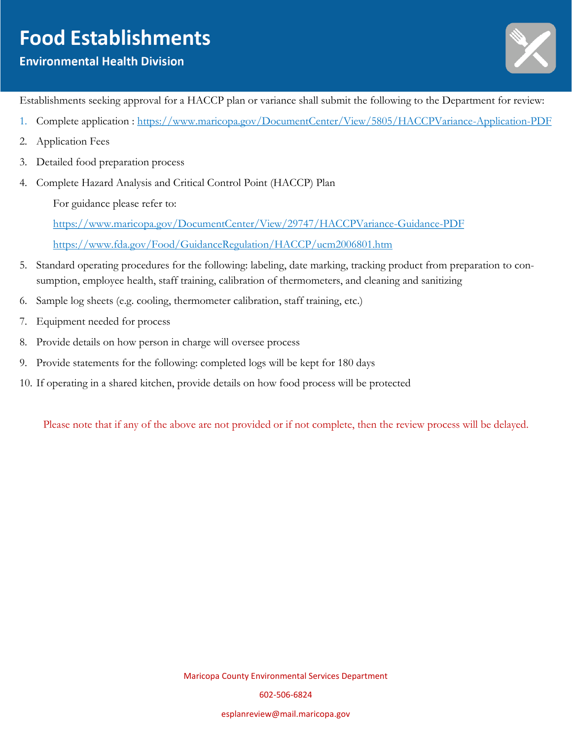# Food Establishments

## Environmental Health Division

Establishments seeking approval for a HACCP plan or variance shall submit the following to the Department for review:

1. Complete application : https://www.maricopa.gov/DocumentCenter/View/5805/HACCPVariance-Application-PDF
2. Application Fees
3. Detailed food preparation process
4. Complete Hazard Analysis and Critical Control Point (HACCP) Plan

   For guidance please refer to:

   https://www.maricopa.gov/DocumentCenter/View/29747/HACCPVariance-Guidance-PDF

   https://www.fda.gov/Food/GuidanceRegulation/HACCP/ucm2006801.htm
5. Standard operating procedures for the following: labeling, date marking, tracking product from preparation to consumption, employee health, staff training, calibration of thermometers, and cleaning and sanitizing
6. Sample log sheets (e.g. cooling, thermometer calibration, staff training, etc.)
7. Equipment needed for process
8. Provide details on how person in charge will oversee process
9. Provide statements for the following: completed logs will be kept for 180 days
10. If operating in a shared kitchen, provide details on how food process will be protected

Please note that if any of the above are not provided or if not complete, then the review process will be delayed.

Maricopa County Environmental Services Department

602-506-6824

esplanreview@mail.maricopa.gov